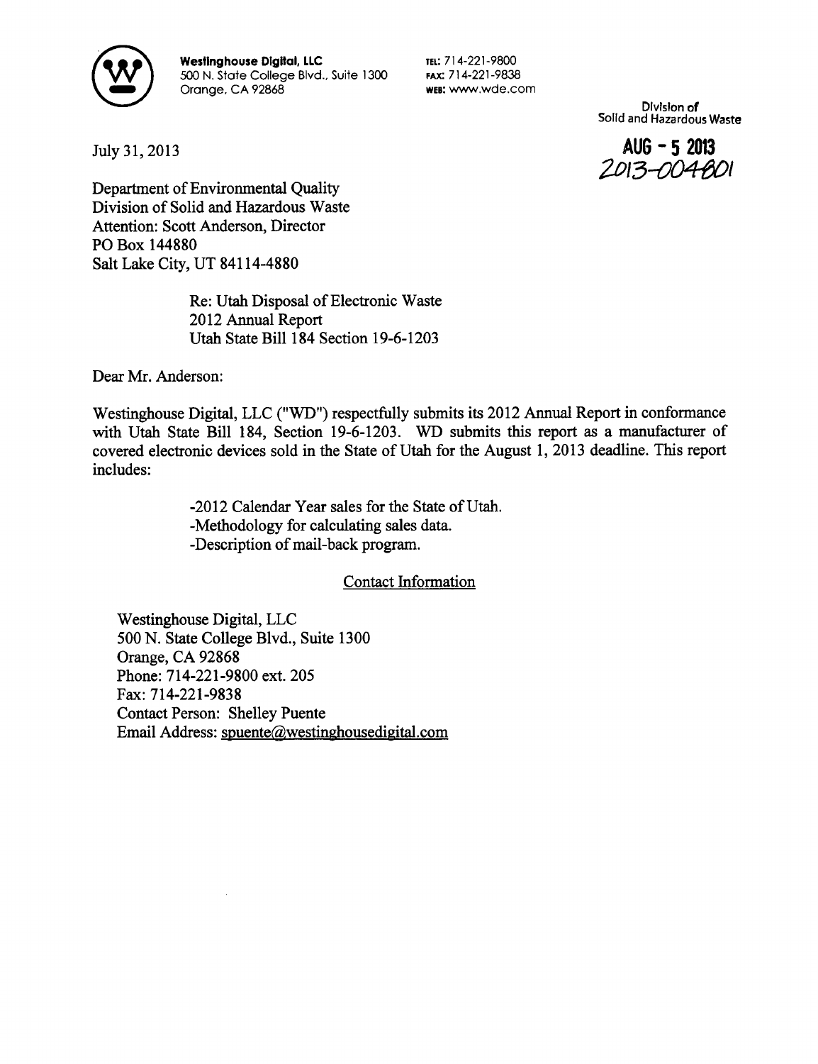**Westinghouse Digital, LLC**
500 N. State College Blvd., Suite 1300
Orange, CA 92868

TEL: 714-221-9800
FAX: 714-221-9838
WEB: www.wde.com

Division of
Solid and Hazardous Waste

AUG - 5 2013
2013-004801

July 31, 2013

Department of Environmental Quality
Division of Solid and Hazardous Waste
Attention: Scott Anderson, Director
PO Box 144880
Salt Lake City, UT 84114-4880

Re: Utah Disposal of Electronic Waste
2012 Annual Report
Utah State Bill 184 Section 19-6-1203

Dear Mr. Anderson:

Westinghouse Digital, LLC ("WD") respectfully submits its 2012 Annual Report in conformance with Utah State Bill 184, Section 19-6-1203. WD submits this report as a manufacturer of covered electronic devices sold in the State of Utah for the August 1, 2013 deadline. This report includes:

-2012 Calendar Year sales for the State of Utah.
-Methodology for calculating sales data.
-Description of mail-back program.

<u>Contact Information</u>

Westinghouse Digital, LLC
500 N. State College Blvd., Suite 1300
Orange, CA 92868
Phone: 714-221-9800 ext. 205
Fax: 714-221-9838
Contact Person: Shelley Puente
Email Address: spuente@westinghousedigital.com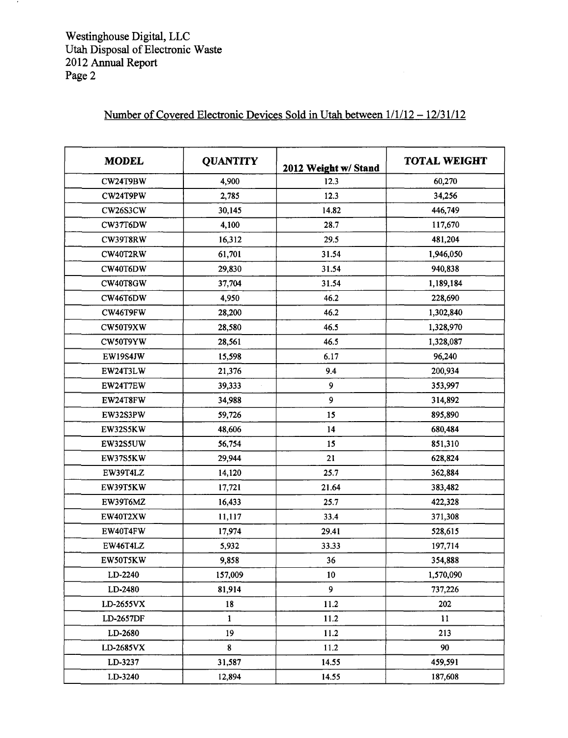Westinghouse Digital, LLC
Utah Disposal of Electronic Waste
2012 Annual Report
Page 2

## Number of Covered Electronic Devices Sold in Utah between 1/1/12 – 12/31/12

| MODEL | QUANTITY | 2012 Weight w/ Stand | TOTAL WEIGHT |
|---|---|---|---|
| CW24T9BW | 4,900 | 12.3 | 60,270 |
| CW24T9PW | 2,785 | 12.3 | 34,256 |
| CW26S3CW | 30,145 | 14.82 | 446,749 |
| CW37T6DW | 4,100 | 28.7 | 117,670 |
| CW39T8RW | 16,312 | 29.5 | 481,204 |
| CW40T2RW | 61,701 | 31.54 | 1,946,050 |
| CW40T6DW | 29,830 | 31.54 | 940,838 |
| CW40T8GW | 37,704 | 31.54 | 1,189,184 |
| CW46T6DW | 4,950 | 46.2 | 228,690 |
| CW46T9FW | 28,200 | 46.2 | 1,302,840 |
| CW50T9XW | 28,580 | 46.5 | 1,328,970 |
| CW50T9YW | 28,561 | 46.5 | 1,328,087 |
| EW19S4JW | 15,598 | 6.17 | 96,240 |
| EW24T3LW | 21,376 | 9.4 | 200,934 |
| EW24T7EW | 39,333 | 9 | 353,997 |
| EW24T8FW | 34,988 | 9 | 314,892 |
| EW32S3PW | 59,726 | 15 | 895,890 |
| EW32S5KW | 48,606 | 14 | 680,484 |
| EW32S5UW | 56,754 | 15 | 851,310 |
| EW37S5KW | 29,944 | 21 | 628,824 |
| EW39T4LZ | 14,120 | 25.7 | 362,884 |
| EW39T5KW | 17,721 | 21.64 | 383,482 |
| EW39T6MZ | 16,433 | 25.7 | 422,328 |
| EW40T2XW | 11,117 | 33.4 | 371,308 |
| EW40T4FW | 17,974 | 29.41 | 528,615 |
| EW46T4LZ | 5,932 | 33.33 | 197,714 |
| EW50T5KW | 9,858 | 36 | 354,888 |
| LD-2240 | 157,009 | 10 | 1,570,090 |
| LD-2480 | 81,914 | 9 | 737,226 |
| LD-2655VX | 18 | 11.2 | 202 |
| LD-2657DF | 1 | 11.2 | 11 |
| LD-2680 | 19 | 11.2 | 213 |
| LD-2685VX | 8 | 11.2 | 90 |
| LD-3237 | 31,587 | 14.55 | 459,591 |
| LD-3240 | 12,894 | 14.55 | 187,608 |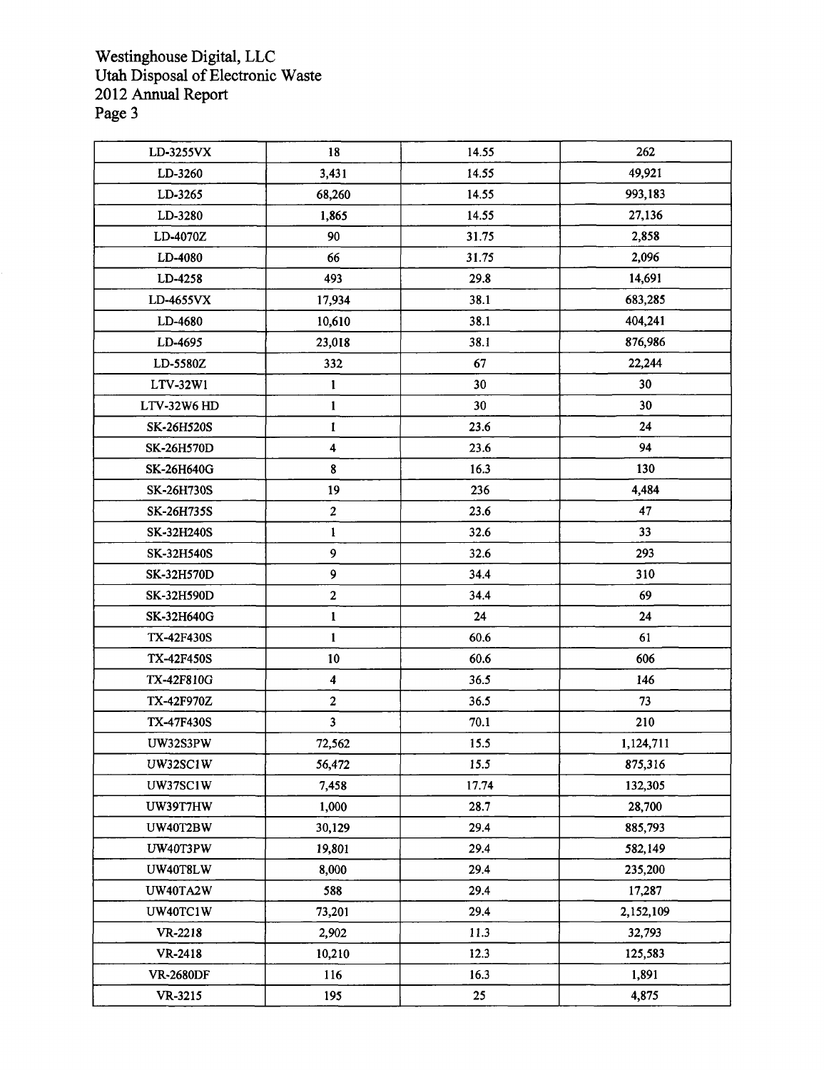| LD-3255VX | 18 | 14.55 | 262 |
|---|---|---|---|
| LD-3260 | 3,431 | 14.55 | 49,921 |
| LD-3265 | 68,260 | 14.55 | 993,183 |
| LD-3280 | 1,865 | 14.55 | 27,136 |
| LD-4070Z | 90 | 31.75 | 2,858 |
| LD-4080 | 66 | 31.75 | 2,096 |
| LD-4258 | 493 | 29.8 | 14,691 |
| LD-4655VX | 17,934 | 38.1 | 683,285 |
| LD-4680 | 10,610 | 38.1 | 404,241 |
| LD-4695 | 23,018 | 38.1 | 876,986 |
| LD-5580Z | 332 | 67 | 22,244 |
| LTV-32W1 | 1 | 30 | 30 |
| LTV-32W6 HD | 1 | 30 | 30 |
| SK-26H520S | 1 | 23.6 | 24 |
| SK-26H570D | 4 | 23.6 | 94 |
| SK-26H640G | 8 | 16.3 | 130 |
| SK-26H730S | 19 | 236 | 4,484 |
| SK-26H735S | 2 | 23.6 | 47 |
| SK-32H240S | 1 | 32.6 | 33 |
| SK-32H540S | 9 | 32.6 | 293 |
| SK-32H570D | 9 | 34.4 | 310 |
| SK-32H590D | 2 | 34.4 | 69 |
| SK-32H640G | 1 | 24 | 24 |
| TX-42F430S | 1 | 60.6 | 61 |
| TX-42F450S | 10 | 60.6 | 606 |
| TX-42F810G | 4 | 36.5 | 146 |
| TX-42F970Z | 2 | 36.5 | 73 |
| TX-47F430S | 3 | 70.1 | 210 |
| UW32S3PW | 72,562 | 15.5 | 1,124,711 |
| UW32SC1W | 56,472 | 15.5 | 875,316 |
| UW37SC1W | 7,458 | 17.74 | 132,305 |
| UW39T7HW | 1,000 | 28.7 | 28,700 |
| UW40T2BW | 30,129 | 29.4 | 885,793 |
| UW40T3PW | 19,801 | 29.4 | 582,149 |
| UW40T8LW | 8,000 | 29.4 | 235,200 |
| UW40TA2W | 588 | 29.4 | 17,287 |
| UW40TC1W | 73,201 | 29.4 | 2,152,109 |
| VR-2218 | 2,902 | 11.3 | 32,793 |
| VR-2418 | 10,210 | 12.3 | 125,583 |
| VR-2680DF | 116 | 16.3 | 1,891 |
| VR-3215 | 195 | 25 | 4,875 |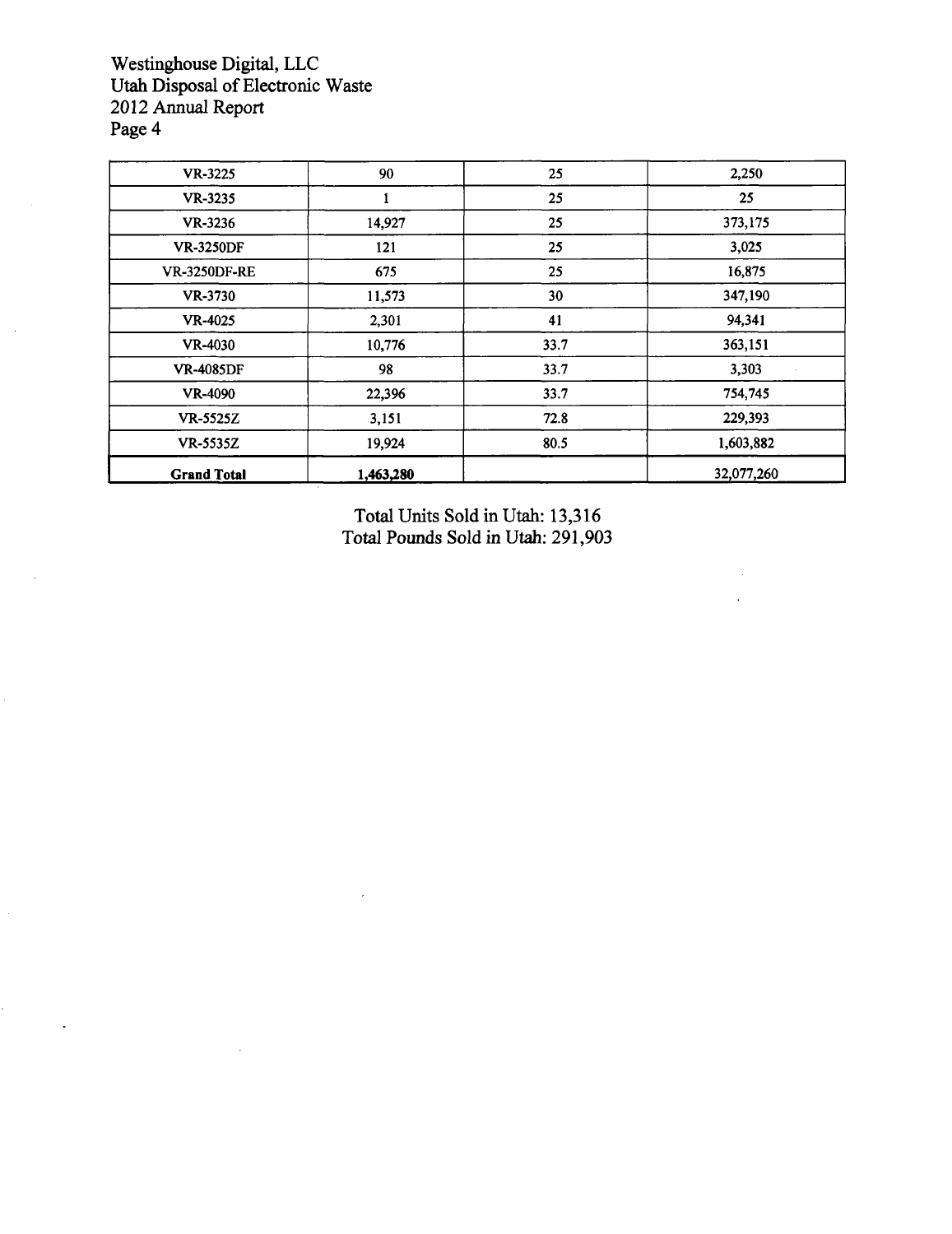| | | | |
|---|---|---|---|
| VR-3225 | 90 | 25 | 2,250 |
| VR-3235 | 1 | 25 | 25 |
| VR-3236 | 14,927 | 25 | 373,175 |
| VR-3250DF | 121 | 25 | 3,025 |
| VR-3250DF-RE | 675 | 25 | 16,875 |
| VR-3730 | 11,573 | 30 | 347,190 |
| VR-4025 | 2,301 | 41 | 94,341 |
| VR-4030 | 10,776 | 33.7 | 363,151 |
| VR-4085DF | 98 | 33.7 | 3,303 |
| VR-4090 | 22,396 | 33.7 | 754,745 |
| VR-5525Z | 3,151 | 72.8 | 229,393 |
| VR-5535Z | 19,924 | 80.5 | 1,603,882 |
| **Grand Total** | 1,463,280 | | 32,077,260 |

Total Units Sold in Utah: 13,316
Total Pounds Sold in Utah: 291,903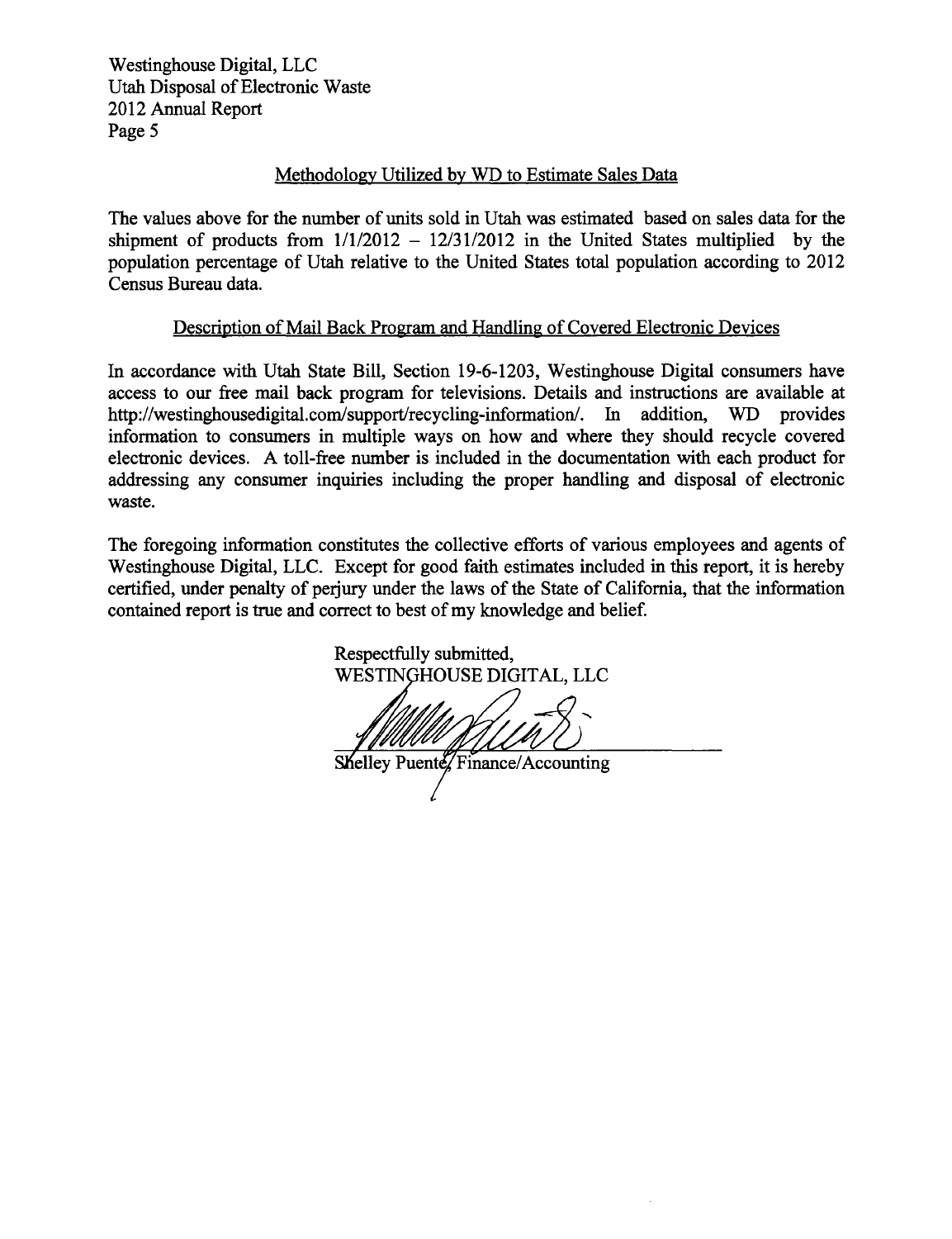## Methodology Utilized by WD to Estimate Sales Data

The values above for the number of units sold in Utah was estimated based on sales data for the shipment of products from 1/1/2012 – 12/31/2012 in the United States multiplied by the population percentage of Utah relative to the United States total population according to 2012 Census Bureau data.

## Description of Mail Back Program and Handling of Covered Electronic Devices

In accordance with Utah State Bill, Section 19-6-1203, Westinghouse Digital consumers have access to our free mail back program for televisions. Details and instructions are available at http://westinghousedigital.com/support/recycling-information/. In addition, WD provides information to consumers in multiple ways on how and where they should recycle covered electronic devices. A toll-free number is included in the documentation with each product for addressing any consumer inquiries including the proper handling and disposal of electronic waste.

The foregoing information constitutes the collective efforts of various employees and agents of Westinghouse Digital, LLC. Except for good faith estimates included in this report, it is hereby certified, under penalty of perjury under the laws of the State of California, that the information contained report is true and correct to best of my knowledge and belief.

Respectfully submitted,
WESTINGHOUSE DIGITAL, LLC

Shelley Puente, Finance/Accounting